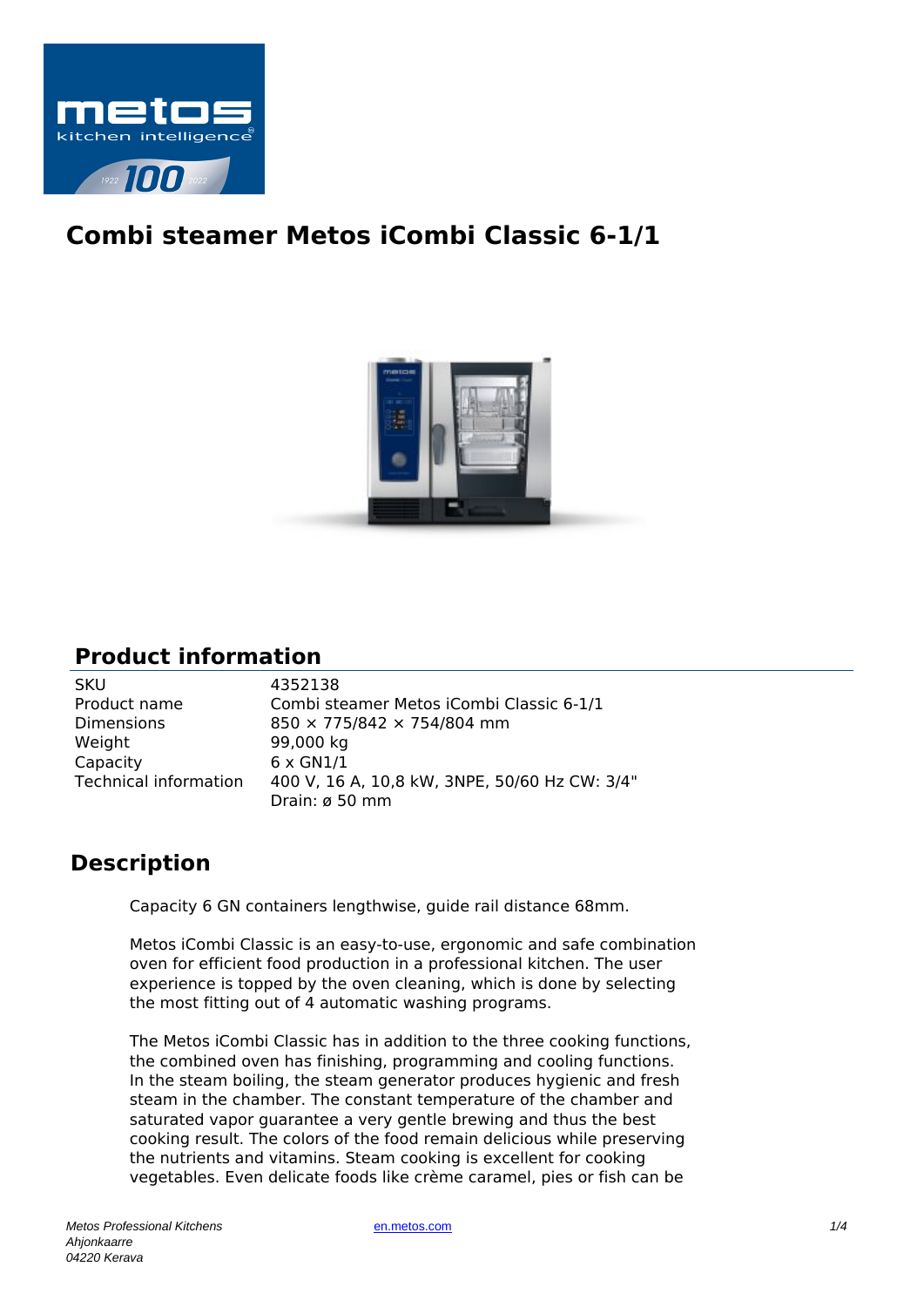# Combi steamer Metos iCombi Classic 6-1/1

## Product information

| | |
|---|---|
| SKU | 4352138 |
| Product name | Combi steamer Metos iCombi Classic 6-1/1 |
| Dimensions | 850 × 775/842 × 754/804 mm |
| Weight | 99,000 kg |
| Capacity | 6 x GN1/1 |
| Technical information | 400 V, 16 A, 10,8 kW, 3NPE, 50/60 Hz CW: 3/4" Drain: ø 50 mm |

## Description

Capacity 6 GN containers lengthwise, guide rail distance 68mm.

Metos iCombi Classic is an easy-to-use, ergonomic and safe combination oven for efficient food production in a professional kitchen. The user experience is topped by the oven cleaning, which is done by selecting the most fitting out of 4 automatic washing programs.

The Metos iCombi Classic has in addition to the three cooking functions, the combined oven has finishing, programming and cooling functions. In the steam boiling, the steam generator produces hygienic and fresh steam in the chamber. The constant temperature of the chamber and saturated vapor guarantee a very gentle brewing and thus the best cooking result. The colors of the food remain delicious while preserving the nutrients and vitamins. Steam cooking is excellent for cooking vegetables. Even delicate foods like crème caramel, pies or fish can be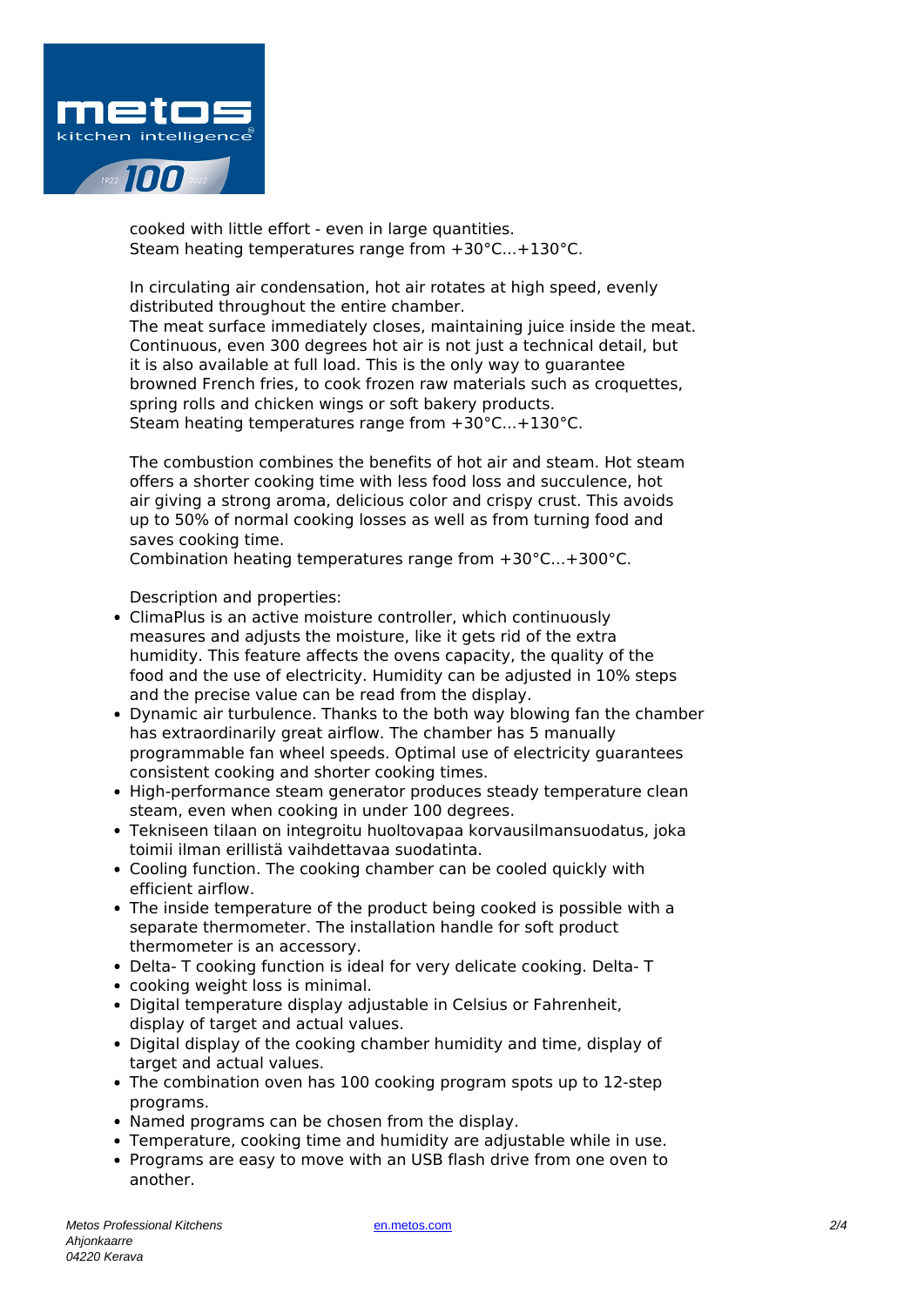cooked with little effort - even in large quantities.
Steam heating temperatures range from +30°C...+130°C.

In circulating air condensation, hot air rotates at high speed, evenly distributed throughout the entire chamber.
The meat surface immediately closes, maintaining juice inside the meat. Continuous, even 300 degrees hot air is not just a technical detail, but it is also available at full load. This is the only way to guarantee browned French fries, to cook frozen raw materials such as croquettes, spring rolls and chicken wings or soft bakery products.
Steam heating temperatures range from +30°C...+130°C.

The combustion combines the benefits of hot air and steam. Hot steam offers a shorter cooking time with less food loss and succulence, hot air giving a strong aroma, delicious color and crispy crust. This avoids up to 50% of normal cooking losses as well as from turning food and saves cooking time.
Combination heating temperatures range from +30°C...+300°C.

Description and properties:

- ClimaPlus is an active moisture controller, which continuously measures and adjusts the moisture, like it gets rid of the extra humidity. This feature affects the ovens capacity, the quality of the food and the use of electricity. Humidity can be adjusted in 10% steps and the precise value can be read from the display.
- Dynamic air turbulence. Thanks to the both way blowing fan the chamber has extraordinarily great airflow. The chamber has 5 manually programmable fan wheel speeds. Optimal use of electricity guarantees consistent cooking and shorter cooking times.
- High-performance steam generator produces steady temperature clean steam, even when cooking in under 100 degrees.
- Tekniseen tilaan on integroitu huoltovapaa korvausilmansuodatus, joka toimii ilman erillistä vaihdettavaa suodatinta.
- Cooling function. The cooking chamber can be cooled quickly with efficient airflow.
- The inside temperature of the product being cooked is possible with a separate thermometer. The installation handle for soft product thermometer is an accessory.
- Delta- T cooking function is ideal for very delicate cooking. Delta- T
- cooking weight loss is minimal.
- Digital temperature display adjustable in Celsius or Fahrenheit, display of target and actual values.
- Digital display of the cooking chamber humidity and time, display of target and actual values.
- The combination oven has 100 cooking program spots up to 12-step programs.
- Named programs can be chosen from the display.
- Temperature, cooking time and humidity are adjustable while in use.
- Programs are easy to move with an USB flash drive from one oven to another.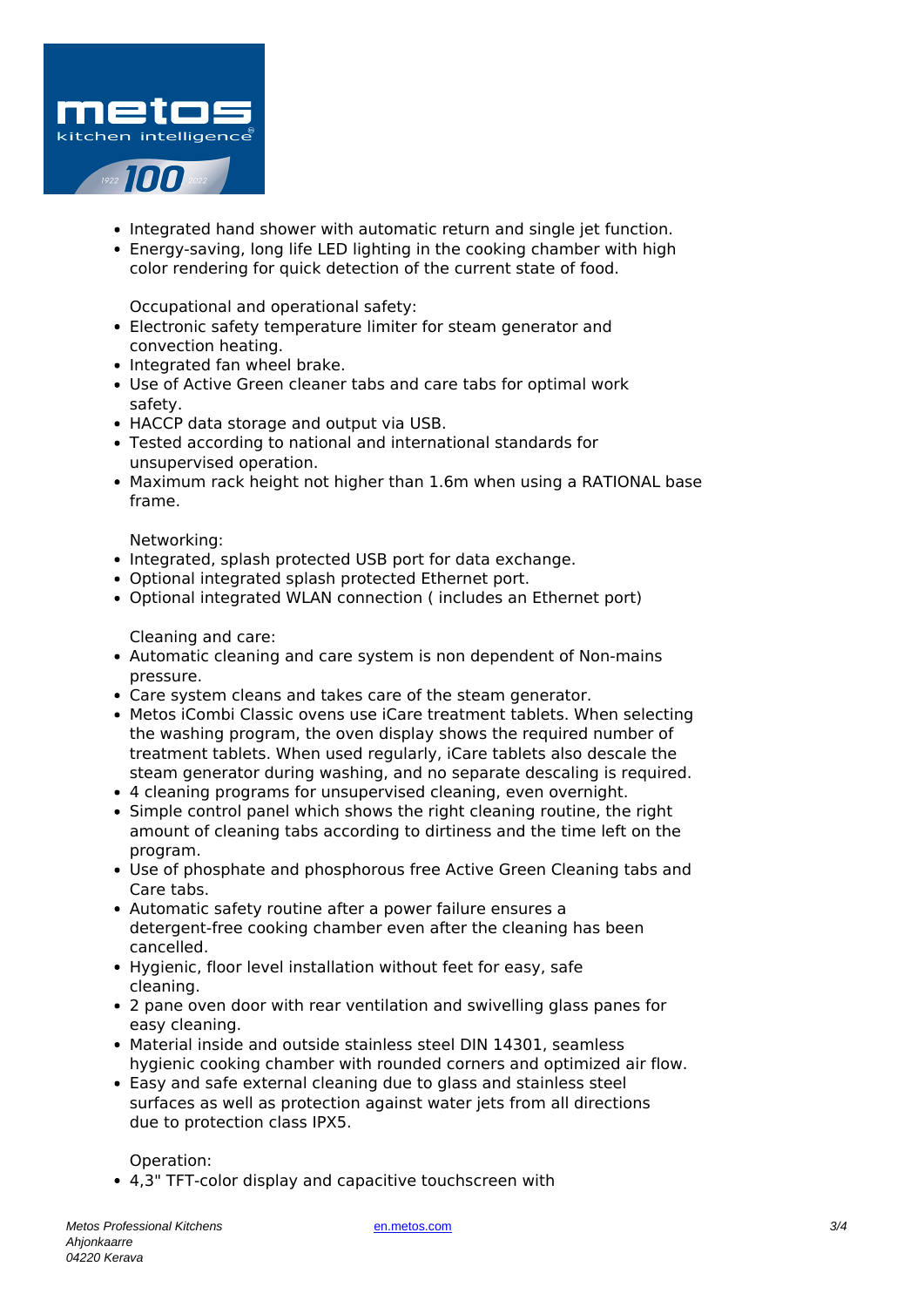- Integrated hand shower with automatic return and single jet function.
- Energy-saving, long life LED lighting in the cooking chamber with high color rendering for quick detection of the current state of food.

Occupational and operational safety:

- Electronic safety temperature limiter for steam generator and convection heating.
- Integrated fan wheel brake.
- Use of Active Green cleaner tabs and care tabs for optimal work safety.
- HACCP data storage and output via USB.
- Tested according to national and international standards for unsupervised operation.
- Maximum rack height not higher than 1.6m when using a RATIONAL base frame.

Networking:

- Integrated, splash protected USB port for data exchange.
- Optional integrated splash protected Ethernet port.
- Optional integrated WLAN connection ( includes an Ethernet port)

Cleaning and care:

- Automatic cleaning and care system is non dependent of Non-mains pressure.
- Care system cleans and takes care of the steam generator.
- Metos iCombi Classic ovens use iCare treatment tablets. When selecting the washing program, the oven display shows the required number of treatment tablets. When used regularly, iCare tablets also descale the steam generator during washing, and no separate descaling is required.
- 4 cleaning programs for unsupervised cleaning, even overnight.
- Simple control panel which shows the right cleaning routine, the right amount of cleaning tabs according to dirtiness and the time left on the program.
- Use of phosphate and phosphorous free Active Green Cleaning tabs and Care tabs.
- Automatic safety routine after a power failure ensures a detergent-free cooking chamber even after the cleaning has been cancelled.
- Hygienic, floor level installation without feet for easy, safe cleaning.
- 2 pane oven door with rear ventilation and swivelling glass panes for easy cleaning.
- Material inside and outside stainless steel DIN 14301, seamless hygienic cooking chamber with rounded corners and optimized air flow.
- Easy and safe external cleaning due to glass and stainless steel surfaces as well as protection against water jets from all directions due to protection class IPX5.

Operation:

- 4,3" TFT-color display and capacitive touchscreen with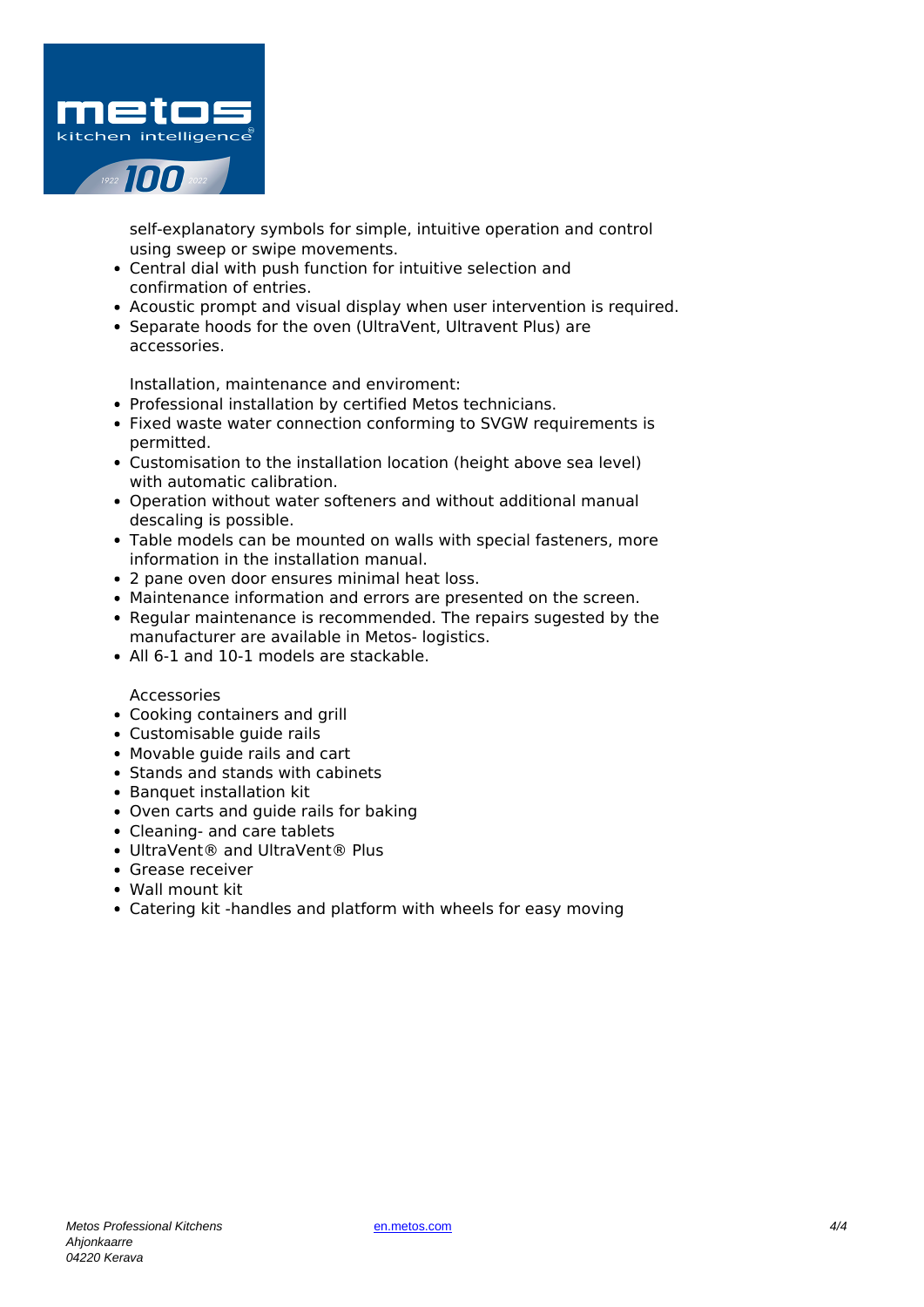self-explanatory symbols for simple, intuitive operation and control using sweep or swipe movements.

- Central dial with push function for intuitive selection and confirmation of entries.
- Acoustic prompt and visual display when user intervention is required.
- Separate hoods for the oven (UltraVent, Ultravent Plus) are accessories.

Installation, maintenance and enviroment:

- Professional installation by certified Metos technicians.
- Fixed waste water connection conforming to SVGW requirements is permitted.
- Customisation to the installation location (height above sea level) with automatic calibration.
- Operation without water softeners and without additional manual descaling is possible.
- Table models can be mounted on walls with special fasteners, more information in the installation manual.
- 2 pane oven door ensures minimal heat loss.
- Maintenance information and errors are presented on the screen.
- Regular maintenance is recommended. The repairs sugested by the manufacturer are available in Metos- logistics.
- All 6-1 and 10-1 models are stackable.

Accessories

- Cooking containers and grill
- Customisable guide rails
- Movable guide rails and cart
- Stands and stands with cabinets
- Banquet installation kit
- Oven carts and guide rails for baking
- Cleaning- and care tablets
- UltraVent® and UltraVent® Plus
- Grease receiver
- Wall mount kit
- Catering kit -handles and platform with wheels for easy moving